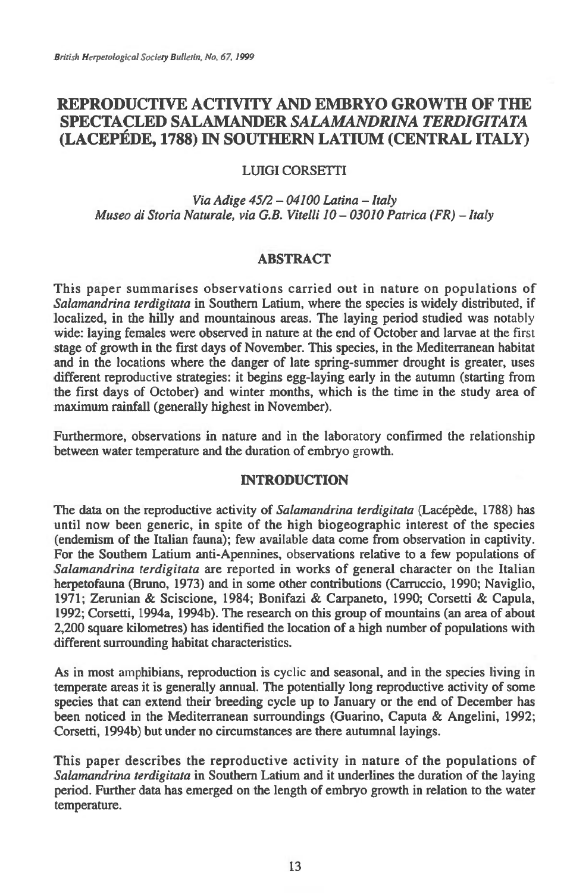# REPRODUCTIVE ACTIVITY AND EMBRYO GROWTH OF THE SPECTACLED SALAMANDER *SALAMANDRINA TERDIGITATA* (LACEPÉDE, 1788) IN SOUTHERN LATIUM (CENTRAL ITALY)

LUIGI CORSETTI

*Via Adige 45/2 – 04100 Latina – Italy*
*Museo di Storia Naturale, via G.B. Vitelli 10 – 03010 Patrica (FR) – Italy*

## ABSTRACT

This paper summarises observations carried out in nature on populations of *Salamandrina terdigitata* in Southern Latium, where the species is widely distributed, if localized, in the hilly and mountainous areas. The laying period studied was notably wide: laying females were observed in nature at the end of October and larvae at the first stage of growth in the first days of November. This species, in the Mediterranean habitat and in the locations where the danger of late spring-summer drought is greater, uses different reproductive strategies: it begins egg-laying early in the autumn (starting from the first days of October) and winter months, which is the time in the study area of maximum rainfall (generally highest in November).

Furthermore, observations in nature and in the laboratory confirmed the relationship between water temperature and the duration of embryo growth.

## INTRODUCTION

The data on the reproductive activity of *Salamandrina terdigitata* (Lacépède, 1788) has until now been generic, in spite of the high biogeographic interest of the species (endemism of the Italian fauna); few available data come from observation in captivity. For the Southern Latium anti-Apennines, observations relative to a few populations of *Salamandrina terdigitata* are reported in works of general character on the Italian herpetofauna (Bruno, 1973) and in some other contributions (Carruccio, 1990; Naviglio, 1971; Zerunian & Sciscione, 1984; Bonifazi & Carpaneto, 1990; Corsetti & Capula, 1992; Corsetti, 1994a, 1994b). The research on this group of mountains (an area of about 2,200 square kilometres) has identified the location of a high number of populations with different surrounding habitat characteristics.

As in most amphibians, reproduction is cyclic and seasonal, and in the species living in temperate areas it is generally annual. The potentially long reproductive activity of some species that can extend their breeding cycle up to January or the end of December has been noticed in the Mediterranean surroundings (Guarino, Caputa & Angelini, 1992; Corsetti, 1994b) but under no circumstances are there autumnal layings.

This paper describes the reproductive activity in nature of the populations of *Salamandrina terdigitata* in Southern Latium and it underlines the duration of the laying period. Further data has emerged on the length of embryo growth in relation to the water temperature.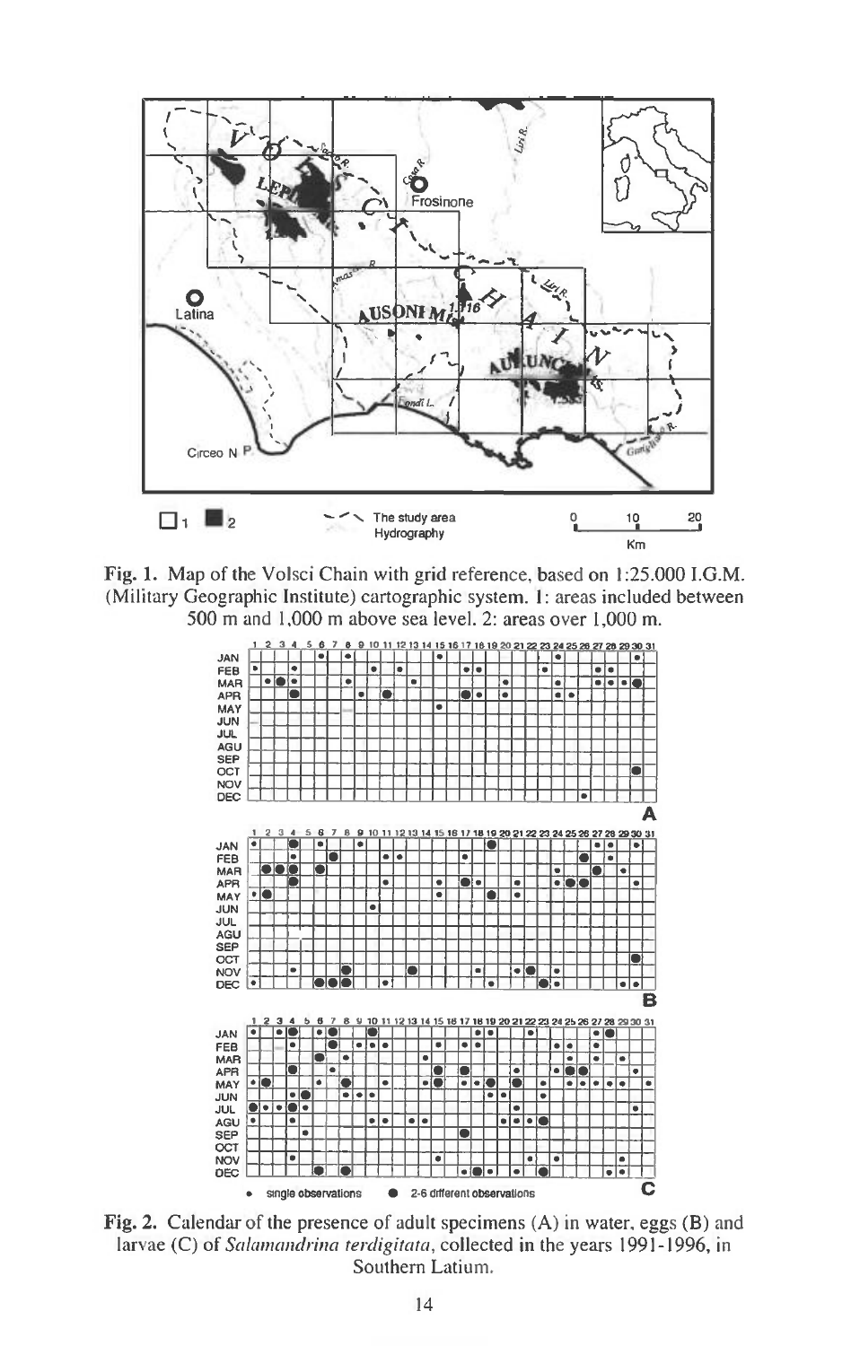**Fig. 1.** Map of the Volsci Chain with grid reference, based on 1:25.000 I.G.M. (Military Geographic Institute) cartographic system. 1: areas included between 500 m and 1,000 m above sea level. 2: areas over 1,000 m.

**Fig. 2.** Calendar of the presence of adult specimens (A) in water, eggs (B) and larvae (C) of *Salamandrina terdigitata*, collected in the years 1991-1996, in Southern Latium.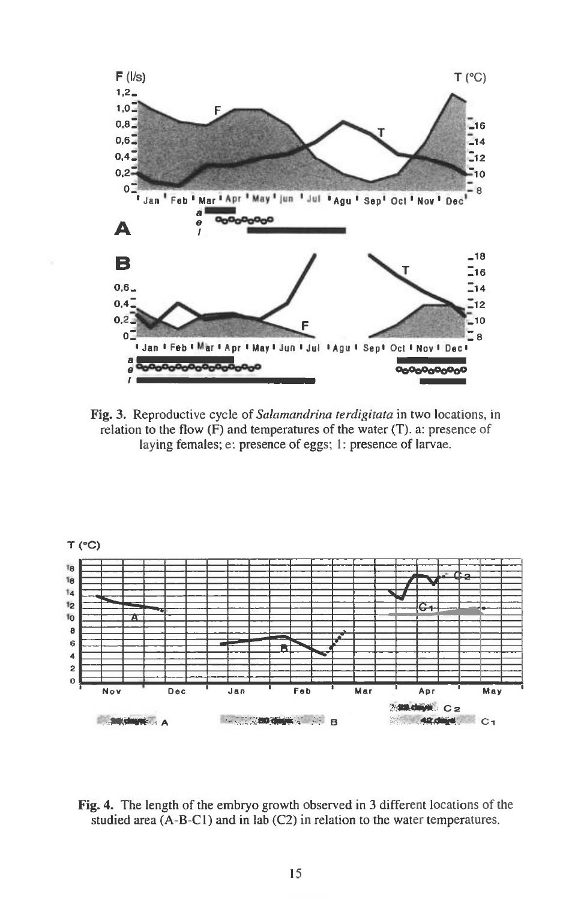**Fig. 3.** Reproductive cycle of *Salamandrina terdigitata* in two locations, in relation to the flow (F) and temperatures of the water (T). a: presence of laying females; e: presence of eggs; l: presence of larvae.

**Fig. 4.** The length of the embryo growth observed in 3 different locations of the studied area (A-B-C1) and in lab (C2) in relation to the water temperatures.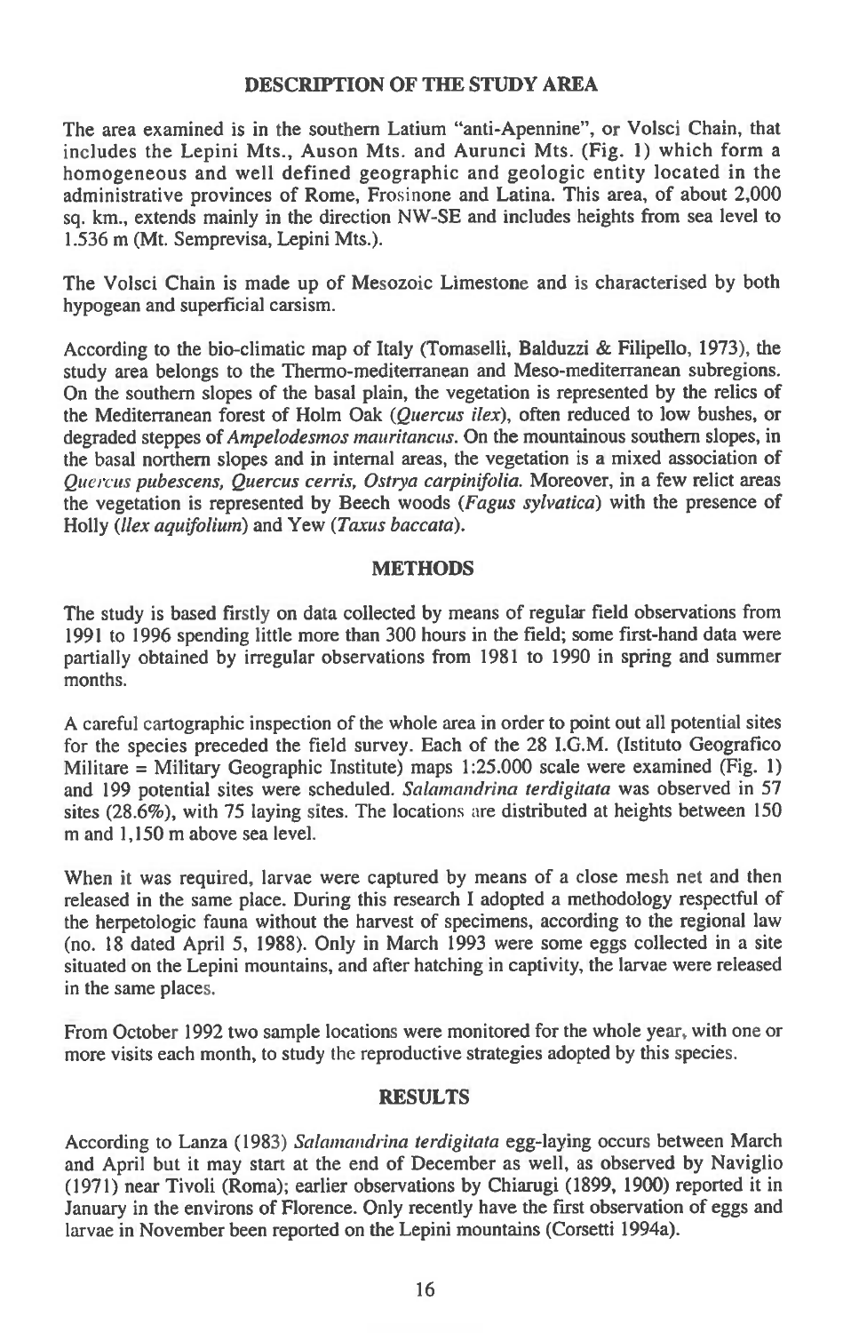## DESCRIPTION OF THE STUDY AREA

The area examined is in the southern Latium "anti-Apennine", or Volsci Chain, that includes the Lepini Mts., Auson Mts. and Aurunci Mts. (Fig. 1) which form a homogeneous and well defined geographic and geologic entity located in the administrative provinces of Rome, Frosinone and Latina. This area, of about 2,000 sq. km., extends mainly in the direction NW-SE and includes heights from sea level to 1.536 m (Mt. Semprevisa, Lepini Mts.).

The Volsci Chain is made up of Mesozoic Limestone and is characterised by both hypogean and superficial carsism.

According to the bio-climatic map of Italy (Tomaselli, Balduzzi & Filipello, 1973), the study area belongs to the Thermo-mediterranean and Meso-mediterranean subregions. On the southern slopes of the basal plain, the vegetation is represented by the relics of the Mediterranean forest of Holm Oak (*Quercus ilex*), often reduced to low bushes, or degraded steppes of *Ampelodesmos mauritancus*. On the mountainous southern slopes, in the basal northern slopes and in internal areas, the vegetation is a mixed association of *Quercus pubescens, Quercus cerris, Ostrya carpinifolia.* Moreover, in a few relict areas the vegetation is represented by Beech woods (*Fagus sylvatica*) with the presence of Holly (*Ilex aquifolium*) and Yew (*Taxus baccata*).

## METHODS

The study is based firstly on data collected by means of regular field observations from 1991 to 1996 spending little more than 300 hours in the field; some first-hand data were partially obtained by irregular observations from 1981 to 1990 in spring and summer months.

A careful cartographic inspection of the whole area in order to point out all potential sites for the species preceded the field survey. Each of the 28 I.G.M. (Istituto Geografico Militare = Military Geographic Institute) maps 1:25.000 scale were examined (Fig. 1) and 199 potential sites were scheduled. *Salamandrina terdigitata* was observed in 57 sites (28.6%), with 75 laying sites. The locations are distributed at heights between 150 m and 1,150 m above sea level.

When it was required, larvae were captured by means of a close mesh net and then released in the same place. During this research I adopted a methodology respectful of the herpetologic fauna without the harvest of specimens, according to the regional law (no. 18 dated April 5, 1988). Only in March 1993 were some eggs collected in a site situated on the Lepini mountains, and after hatching in captivity, the larvae were released in the same places.

From October 1992 two sample locations were monitored for the whole year, with one or more visits each month, to study the reproductive strategies adopted by this species.

## RESULTS

According to Lanza (1983) *Salamandrina terdigitata* egg-laying occurs between March and April but it may start at the end of December as well, as observed by Naviglio (1971) near Tivoli (Roma); earlier observations by Chiarugi (1899, 1900) reported it in January in the environs of Florence. Only recently have the first observation of eggs and larvae in November been reported on the Lepini mountains (Corsetti 1994a).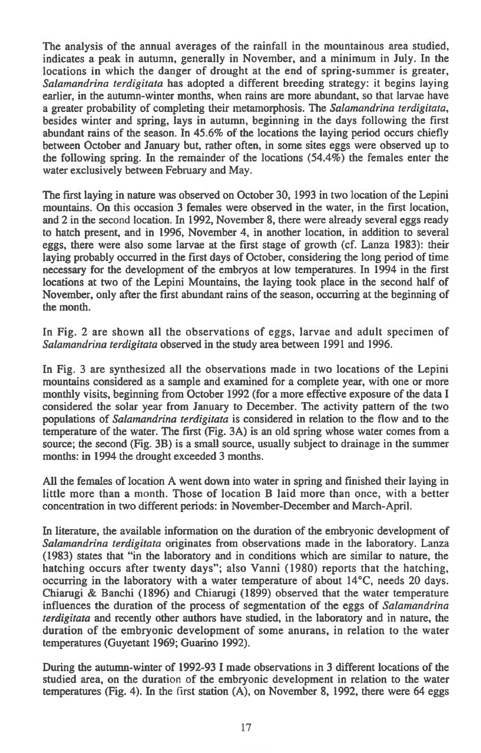The analysis of the annual averages of the rainfall in the mountainous area studied, indicates a peak in autumn, generally in November, and a minimum in July. In the locations in which the danger of drought at the end of spring-summer is greater, *Salamandrina terdigitata* has adopted a different breeding strategy: it begins laying earlier, in the autumn-winter months, when rains are more abundant, so that larvae have a greater probability of completing their metamorphosis. The *Salamandrina terdigitata*, besides winter and spring, lays in autumn, beginning in the days following the first abundant rains of the season. In 45.6% of the locations the laying period occurs chiefly between October and January but, rather often, in some sites eggs were observed up to the following spring. In the remainder of the locations (54.4%) the females enter the water exclusively between February and May.

The first laying in nature was observed on October 30, 1993 in two location of the Lepini mountains. On this occasion 3 females were observed in the water, in the first location, and 2 in the second location. In 1992, November 8, there were already several eggs ready to hatch present, and in 1996, November 4, in another location, in addition to several eggs, there were also some larvae at the first stage of growth (cf. Lanza 1983): their laying probably occurred in the first days of October, considering the long period of time necessary for the development of the embryos at low temperatures. In 1994 in the first locations at two of the Lepini Mountains, the laying took place in the second half of November, only after the first abundant rains of the season, occurring at the beginning of the month.

In Fig. 2 are shown all the observations of eggs, larvae and adult specimen of *Salamandrina terdigitata* observed in the study area between 1991 and 1996.

In Fig. 3 are synthesized all the observations made in two locations of the Lepini mountains considered as a sample and examined for a complete year, with one or more monthly visits, beginning from October 1992 (for a more effective exposure of the data I considered the solar year from January to December. The activity pattern of the two populations of *Salamandrina terdigitata* is considered in relation to the flow and to the temperature of the water. The first (Fig. 3A) is an old spring whose water comes from a source; the second (Fig. 3B) is a small source, usually subject to drainage in the summer months: in 1994 the drought exceeded 3 months.

All the females of location A went down into water in spring and finished their laying in little more than a month. Those of location B laid more than once, with a better concentration in two different periods: in November-December and March-April.

In literature, the available information on the duration of the embryonic development of *Salamandrina terdigitata* originates from observations made in the laboratory. Lanza (1983) states that "in the laboratory and in conditions which are similar to nature, the hatching occurs after twenty days"; also Vanni (1980) reports that the hatching, occurring in the laboratory with a water temperature of about 14°C, needs 20 days. Chiarugi & Banchi (1896) and Chiarugi (1899) observed that the water temperature influences the duration of the process of segmentation of the eggs of *Salamandrina terdigitata* and recently other authors have studied, in the laboratory and in nature, the duration of the embryonic development of some anurans, in relation to the water temperatures (Guyetant 1969; Guarino 1992).

During the autumn-winter of 1992-93 I made observations in 3 different locations of the studied area, on the duration of the embryonic development in relation to the water temperatures (Fig. 4). In the first station (A), on November 8, 1992, there were 64 eggs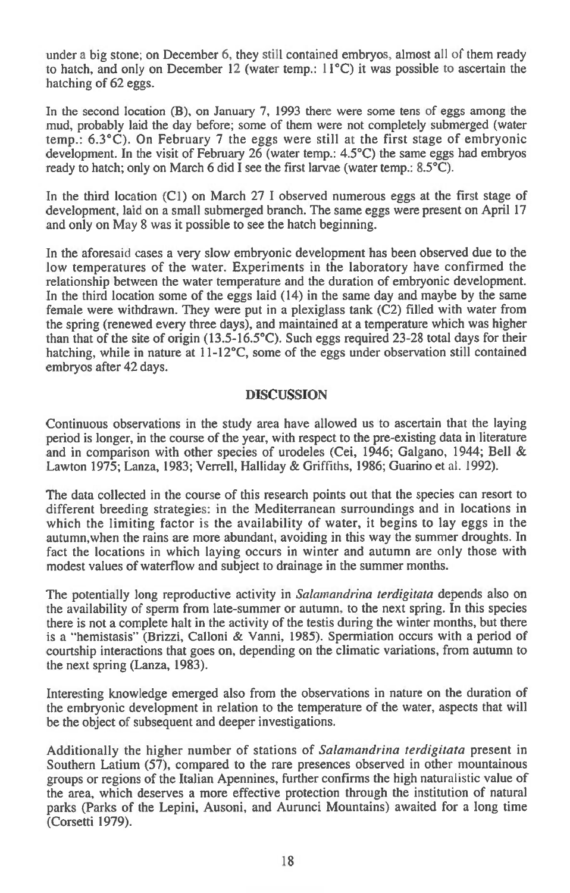under a big stone; on December 6, they still contained embryos, almost all of them ready to hatch, and only on December 12 (water temp.: 11°C) it was possible to ascertain the hatching of 62 eggs.

In the second location (B), on January 7, 1993 there were some tens of eggs among the mud, probably laid the day before; some of them were not completely submerged (water temp.: 6.3°C). On February 7 the eggs were still at the first stage of embryonic development. In the visit of February 26 (water temp.: 4.5°C) the same eggs had embryos ready to hatch; only on March 6 did I see the first larvae (water temp.: 8.5°C).

In the third location (C1) on March 27 I observed numerous eggs at the first stage of development, laid on a small submerged branch. The same eggs were present on April 17 and only on May 8 was it possible to see the hatch beginning.

In the aforesaid cases a very slow embryonic development has been observed due to the low temperatures of the water. Experiments in the laboratory have confirmed the relationship between the water temperature and the duration of embryonic development. In the third location some of the eggs laid (14) in the same day and maybe by the same female were withdrawn. They were put in a plexiglass tank (C2) filled with water from the spring (renewed every three days), and maintained at a temperature which was higher than that of the site of origin (13.5-16.5°C). Such eggs required 23-28 total days for their hatching, while in nature at 11-12°C, some of the eggs under observation still contained embryos after 42 days.

## DISCUSSION

Continuous observations in the study area have allowed us to ascertain that the laying period is longer, in the course of the year, with respect to the pre-existing data in literature and in comparison with other species of urodeles (Cei, 1946; Galgano, 1944; Bell & Lawton 1975; Lanza, 1983; Verrell, Halliday & Griffiths, 1986; Guarino et al. 1992).

The data collected in the course of this research points out that the species can resort to different breeding strategies: in the Mediterranean surroundings and in locations in which the limiting factor is the availability of water, it begins to lay eggs in the autumn,when the rains are more abundant, avoiding in this way the summer droughts. In fact the locations in which laying occurs in winter and autumn are only those with modest values of waterflow and subject to drainage in the summer months.

The potentially long reproductive activity in *Salamandrina terdigitata* depends also on the availability of sperm from late-summer or autumn, to the next spring. In this species there is not a complete halt in the activity of the testis during the winter months, but there is a "hemistasis" (Brizzi, Calloni & Vanni, 1985). Spermiation occurs with a period of courtship interactions that goes on, depending on the climatic variations, from autumn to the next spring (Lanza, 1983).

Interesting knowledge emerged also from the observations in nature on the duration of the embryonic development in relation to the temperature of the water, aspects that will be the object of subsequent and deeper investigations.

Additionally the higher number of stations of *Salamandrina terdigitata* present in Southern Latium (57), compared to the rare presences observed in other mountainous groups or regions of the Italian Apennines, further confirms the high naturalistic value of the area, which deserves a more effective protection through the institution of natural parks (Parks of the Lepini, Ausoni, and Aurunci Mountains) awaited for a long time (Corsetti 1979).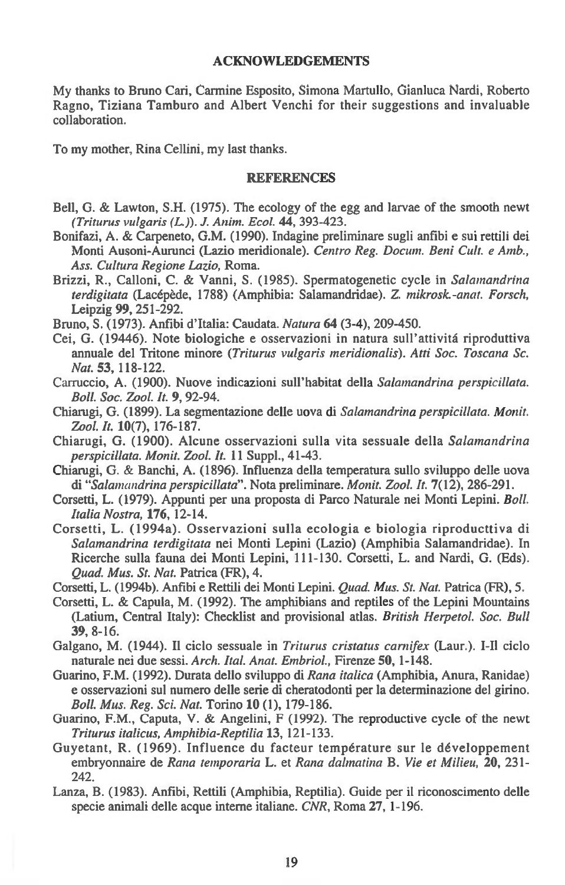## ACKNOWLEDGEMENTS

My thanks to Bruno Cari, Carmine Esposito, Simona Martullo, Gianluca Nardi, Roberto Ragno, Tiziana Tamburo and Albert Venchi for their suggestions and invaluable collaboration.

To my mother, Rina Cellini, my last thanks.

## REFERENCES

Bell, G. & Lawton, S.H. (1975). The ecology of the egg and larvae of the smooth newt *(Triturus vulgaris (L.))*. *J. Anim. Ecol.* **44**, 393-423.

Bonifazi, A. & Carpeneto, G.M. (1990). Indagine preliminare sugli anfibi e sui rettili dei Monti Ausoni-Aurunci (Lazio meridionale). *Centro Reg. Docum. Beni Cult. e Amb., Ass. Cultura Regione Lazio*, Roma.

Brizzi, R., Calloni, C. & Vanni, S. (1985). Spermatogenetic cycle in *Salamandrina terdigitata* (Lacépède, 1788) (Amphibia: Salamandridae). *Z. mikrosk.-anat. Forsch*, Leipzig **99**, 251-292.

Bruno, S. (1973). Anfibi d'Italia: Caudata. *Natura* **64** (3-4), 209-450.

Cei, G. (19446). Note biologiche e osservazioni in natura sull'attivitá riproduttiva annuale del Tritone minore *(Triturus vulgaris meridionalis)*. *Atti Soc. Toscana Sc. Nat.* **53**, 118-122.

Carruccio, A. (1900). Nuove indicazioni sull'habitat della *Salamandrina perspicillata*. *Boll. Soc. Zool. It.* **9**, 92-94.

Chiarugi, G. (1899). La segmentazione delle uova di *Salamandrina perspicillata*. *Monit. Zool. It.* **10**(7), 176-187.

Chiarugi, G. (1900). Alcune osservazioni sulla vita sessuale della *Salamandrina perspicillata*. *Monit. Zool. It.* **11** Suppl., 41-43.

Chiarugi, G. & Banchi, A. (1896). Influenza della temperatura sullo sviluppo delle uova di "*Salamandrina perspicillata*". Nota preliminare. *Monit. Zool. It.* **7**(12), 286-291.

Corsetti, L. (1979). Appunti per una proposta di Parco Naturale nei Monti Lepini. *Boll. Italia Nostra*, **176**, 12-14.

Corsetti, L. (1994a). Osservazioni sulla ecologia e biologia riproducttiva di *Salamandrina terdigitata* nei Monti Lepini (Lazio) (Amphibia Salamandridae). In Ricerche sulla fauna dei Monti Lepini, 111-130. Corsetti, L. and Nardi, G. (Eds). *Quad. Mus. St. Nat.* Patrica (FR), 4.

Corsetti, L. (1994b). Anfibi e Rettili dei Monti Lepini. *Quad. Mus. St. Nat.* Patrica (FR), 5.

Corsetti, L. & Capula, M. (1992). The amphibians and reptiles of the Lepini Mountains (Latium, Central Italy): Checklist and provisional atlas. *British Herpetol. Soc. Bull* **39**, 8-16.

Galgano, M. (1944). Il ciclo sessuale in *Triturus cristatus carnifex* (Laur.). I-Il ciclo naturale nei due sessi. *Arch. Ital. Anat. Embriol.*, Firenze **50**, 1-148.

Guarino, F.M. (1992). Durata dello sviluppo di *Rana italica* (Amphibia, Anura, Ranidae) e osservazioni sul numero delle serie di cheratodonti per la determinazione del girino. *Boll. Mus. Reg. Sci. Nat.* Torino **10** (1), 179-186.

Guarino, F.M., Caputa, V. & Angelini, F (1992). The reproductive cycle of the newt *Triturus italicus*, *Amphibia-Reptilia* **13**, 121-133.

Guyetant, R. (1969). Influence du facteur température sur le développement embryonnaire de *Rana temporaria* L. et *Rana dalmatina* B. *Vie et Milieu*, **20**, 231-242.

Lanza, B. (1983). Anfibi, Rettili (Amphibia, Reptilia). Guide per il riconoscimento delle specie animali delle acque interne italiane. *CNR*, Roma **27**, 1-196.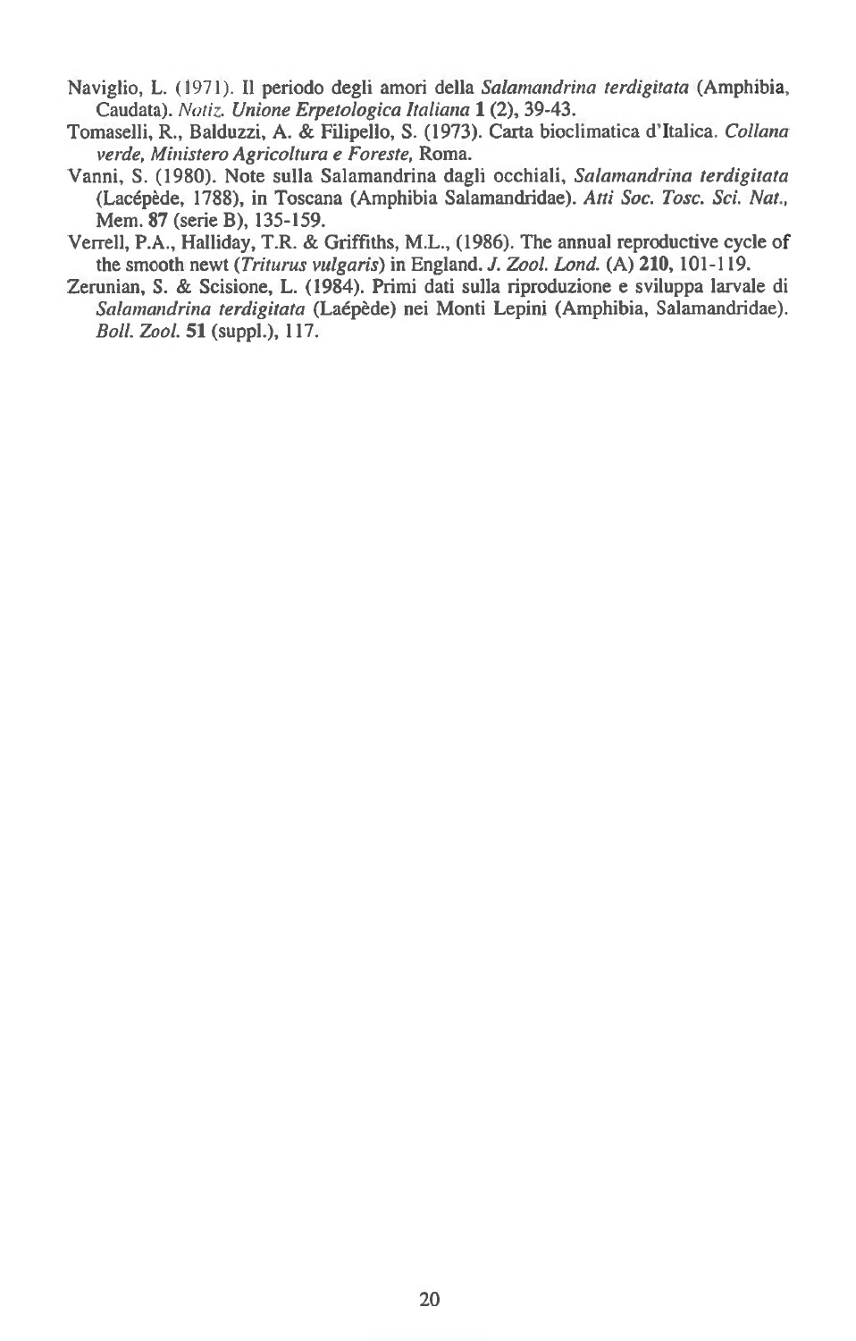Naviglio, L. (1971). Il periodo degli amori della *Salamandrina terdigitata* (Amphibia, Caudata). *Notiz. Unione Erpetologica Italiana* **1** (2), 39-43.

Tomaselli, R., Balduzzi, A. & Filipello, S. (1973). Carta bioclimatica d'Italica. *Collana verde, Ministero Agricoltura e Foreste,* Roma.

Vanni, S. (1980). Note sulla Salamandrina dagli occhiali, *Salamandrina terdigitata* (Lacépède, 1788), in Toscana (Amphibia Salamandridae). *Atti Soc. Tosc. Sci. Nat.*, Mem. **87** (serie B), 135-159.

Verrell, P.A., Halliday, T.R. & Griffiths, M.L., (1986). The annual reproductive cycle of the smooth newt (*Triturus vulgaris*) in England. *J. Zool. Lond.* (A) **210**, 101-119.

Zerunian, S. & Scisione, L. (1984). Primi dati sulla riproduzione e sviluppa larvale di *Salamandrina terdigitata* (Laépède) nei Monti Lepini (Amphibia, Salamandridae). *Boll. Zool.* **51** (suppl.), 117.